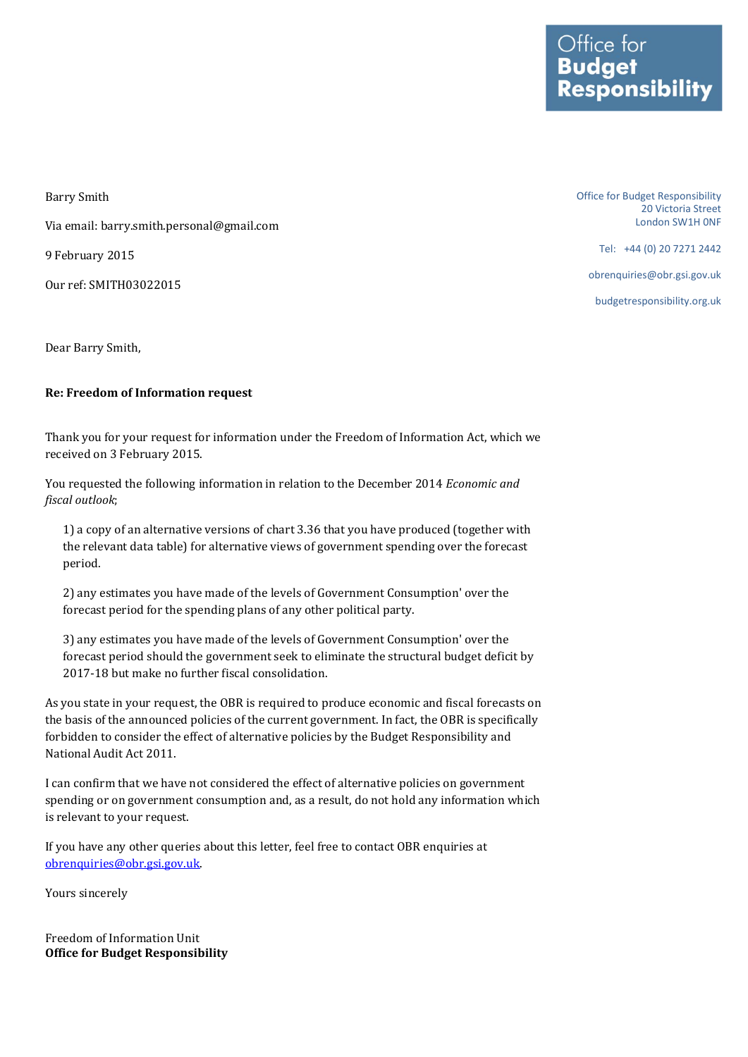**Office for Budget Responsibility**

Office for Budget Responsibility
20 Victoria Street
London SW1H 0NF

Tel: +44 (0) 20 7271 2442

obrenquiries@obr.gsi.gov.uk

budgetresponsibility.org.uk

Barry Smith

Via email: barry.smith.personal@gmail.com

9 February 2015

Our ref: SMITH03022015

Dear Barry Smith,

**Re: Freedom of Information request**

Thank you for your request for information under the Freedom of Information Act, which we received on 3 February 2015.

You requested the following information in relation to the December 2014 *Economic and fiscal outlook*;

1) a copy of an alternative versions of chart 3.36 that you have produced (together with the relevant data table) for alternative views of government spending over the forecast period.

2) any estimates you have made of the levels of Government Consumption' over the forecast period for the spending plans of any other political party.

3) any estimates you have made of the levels of Government Consumption' over the forecast period should the government seek to eliminate the structural budget deficit by 2017-18 but make no further fiscal consolidation.

As you state in your request, the OBR is required to produce economic and fiscal forecasts on the basis of the announced policies of the current government. In fact, the OBR is specifically forbidden to consider the effect of alternative policies by the Budget Responsibility and National Audit Act 2011.

I can confirm that we have not considered the effect of alternative policies on government spending or on government consumption and, as a result, do not hold any information which is relevant to your request.

If you have any other queries about this letter, feel free to contact OBR enquiries at obrenquiries@obr.gsi.gov.uk.

Yours sincerely

Freedom of Information Unit
**Office for Budget Responsibility**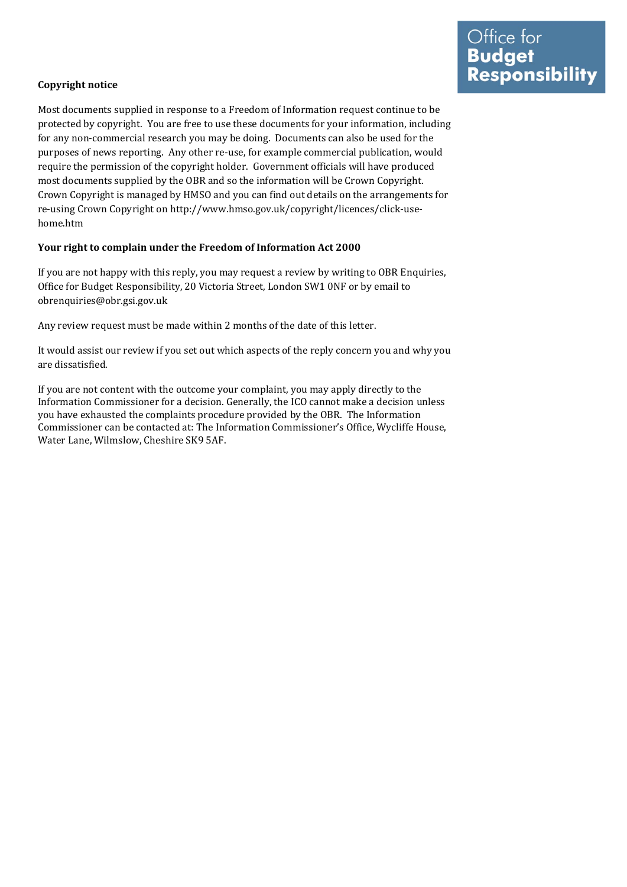**Copyright notice**

Most documents supplied in response to a Freedom of Information request continue to be protected by copyright. You are free to use these documents for your information, including for any non-commercial research you may be doing. Documents can also be used for the purposes of news reporting. Any other re-use, for example commercial publication, would require the permission of the copyright holder. Government officials will have produced most documents supplied by the OBR and so the information will be Crown Copyright. Crown Copyright is managed by HMSO and you can find out details on the arrangements for re-using Crown Copyright on http://www.hmso.gov.uk/copyright/licences/click-use-home.htm

**Your right to complain under the Freedom of Information Act 2000**

If you are not happy with this reply, you may request a review by writing to OBR Enquiries, Office for Budget Responsibility, 20 Victoria Street, London SW1 0NF or by email to obrenquiries@obr.gsi.gov.uk

Any review request must be made within 2 months of the date of this letter.

It would assist our review if you set out which aspects of the reply concern you and why you are dissatisfied.

If you are not content with the outcome your complaint, you may apply directly to the Information Commissioner for a decision. Generally, the ICO cannot make a decision unless you have exhausted the complaints procedure provided by the OBR. The Information Commissioner can be contacted at: The Information Commissioner's Office, Wycliffe House, Water Lane, Wilmslow, Cheshire SK9 5AF.